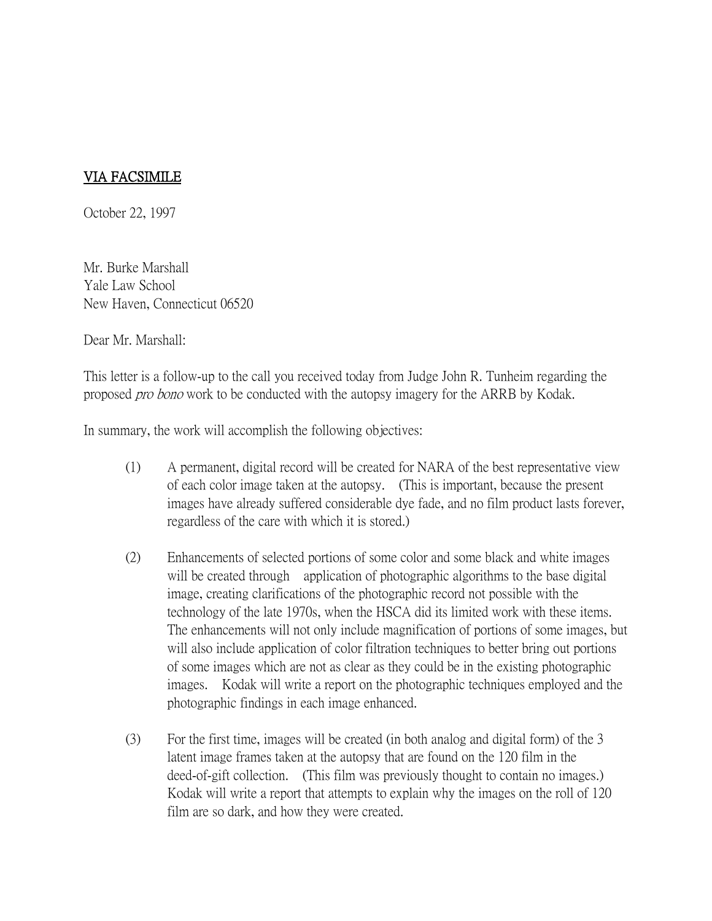<u>VIA FACSIMILE</u>

October 22, 1997

Mr. Burke Marshall
Yale Law School
New Haven, Connecticut 06520

Dear Mr. Marshall:

This letter is a follow-up to the call you received today from Judge John R. Tunheim regarding the proposed *pro bono* work to be conducted with the autopsy imagery for the ARRB by Kodak.

In summary, the work will accomplish the following objectives:

(1) A permanent, digital record will be created for NARA of the best representative view of each color image taken at the autopsy. (This is important, because the present images have already suffered considerable dye fade, and no film product lasts forever, regardless of the care with which it is stored.)

(2) Enhancements of selected portions of some color and some black and white images will be created through application of photographic algorithms to the base digital image, creating clarifications of the photographic record not possible with the technology of the late 1970s, when the HSCA did its limited work with these items. The enhancements will not only include magnification of portions of some images, but will also include application of color filtration techniques to better bring out portions of some images which are not as clear as they could be in the existing photographic images. Kodak will write a report on the photographic techniques employed and the photographic findings in each image enhanced.

(3) For the first time, images will be created (in both analog and digital form) of the 3 latent image frames taken at the autopsy that are found on the 120 film in the deed-of-gift collection. (This film was previously thought to contain no images.) Kodak will write a report that attempts to explain why the images on the roll of 120 film are so dark, and how they were created.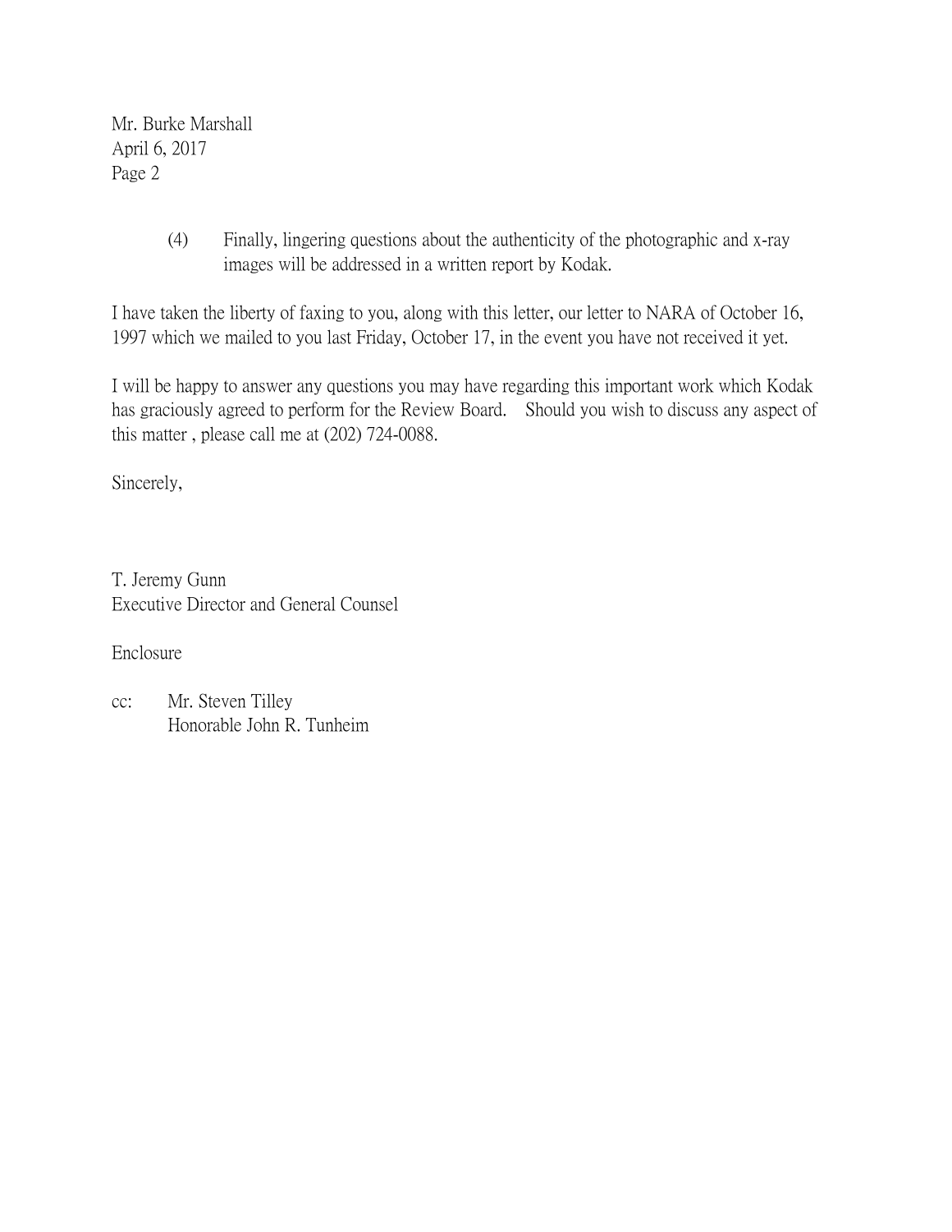Mr. Burke Marshall
April 6, 2017
Page 2

(4) Finally, lingering questions about the authenticity of the photographic and x-ray images will be addressed in a written report by Kodak.

I have taken the liberty of faxing to you, along with this letter, our letter to NARA of October 16, 1997 which we mailed to you last Friday, October 17, in the event you have not received it yet.

I will be happy to answer any questions you may have regarding this important work which Kodak has graciously agreed to perform for the Review Board. Should you wish to discuss any aspect of this matter , please call me at (202) 724-0088.

Sincerely,

T. Jeremy Gunn
Executive Director and General Counsel

Enclosure

cc: Mr. Steven Tilley
Honorable John R. Tunheim